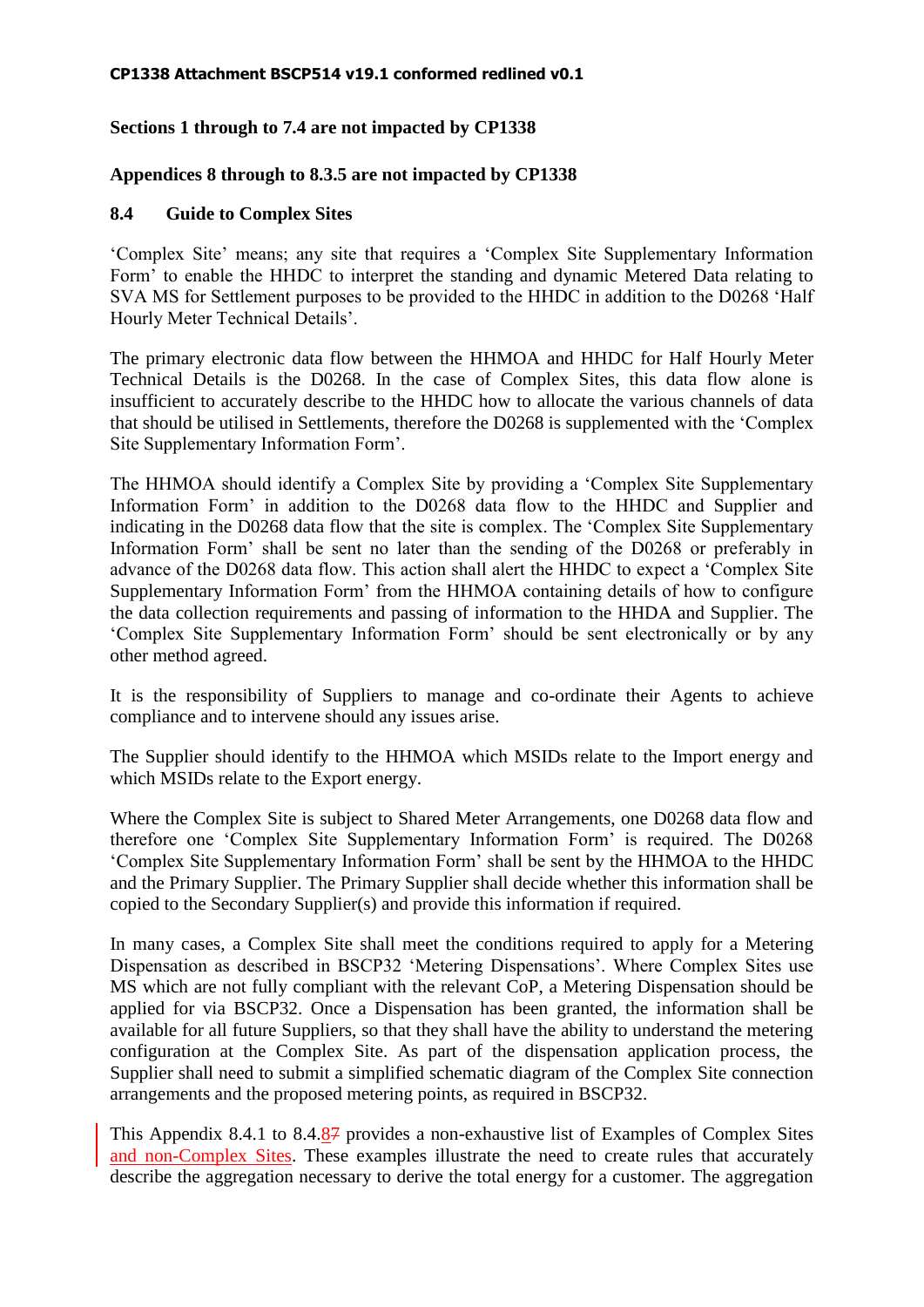**CP1338 Attachment BSCP514 v19.1 conformed redlined v0.1**

**Sections 1 through to 7.4 are not impacted by CP1338**

**Appendices 8 through to 8.3.5 are not impacted by CP1338**

## 8.4 Guide to Complex Sites

'Complex Site' means; any site that requires a 'Complex Site Supplementary Information Form' to enable the HHDC to interpret the standing and dynamic Metered Data relating to SVA MS for Settlement purposes to be provided to the HHDC in addition to the D0268 'Half Hourly Meter Technical Details'.

The primary electronic data flow between the HHMOA and HHDC for Half Hourly Meter Technical Details is the D0268. In the case of Complex Sites, this data flow alone is insufficient to accurately describe to the HHDC how to allocate the various channels of data that should be utilised in Settlements, therefore the D0268 is supplemented with the 'Complex Site Supplementary Information Form'.

The HHMOA should identify a Complex Site by providing a 'Complex Site Supplementary Information Form' in addition to the D0268 data flow to the HHDC and Supplier and indicating in the D0268 data flow that the site is complex. The 'Complex Site Supplementary Information Form' shall be sent no later than the sending of the D0268 or preferably in advance of the D0268 data flow. This action shall alert the HHDC to expect a 'Complex Site Supplementary Information Form' from the HHMOA containing details of how to configure the data collection requirements and passing of information to the HHDA and Supplier. The 'Complex Site Supplementary Information Form' should be sent electronically or by any other method agreed.

It is the responsibility of Suppliers to manage and co-ordinate their Agents to achieve compliance and to intervene should any issues arise.

The Supplier should identify to the HHMOA which MSIDs relate to the Import energy and which MSIDs relate to the Export energy.

Where the Complex Site is subject to Shared Meter Arrangements, one D0268 data flow and therefore one 'Complex Site Supplementary Information Form' is required. The D0268 'Complex Site Supplementary Information Form' shall be sent by the HHMOA to the HHDC and the Primary Supplier. The Primary Supplier shall decide whether this information shall be copied to the Secondary Supplier(s) and provide this information if required.

In many cases, a Complex Site shall meet the conditions required to apply for a Metering Dispensation as described in BSCP32 'Metering Dispensations'. Where Complex Sites use MS which are not fully compliant with the relevant CoP, a Metering Dispensation should be applied for via BSCP32. Once a Dispensation has been granted, the information shall be available for all future Suppliers, so that they shall have the ability to understand the metering configuration at the Complex Site. As part of the dispensation application process, the Supplier shall need to submit a simplified schematic diagram of the Complex Site connection arrangements and the proposed metering points, as required in BSCP32.

This Appendix 8.4.1 to 8.4.8~~7~~ provides a non-exhaustive list of Examples of Complex Sites and non-Complex Sites. These examples illustrate the need to create rules that accurately describe the aggregation necessary to derive the total energy for a customer. The aggregation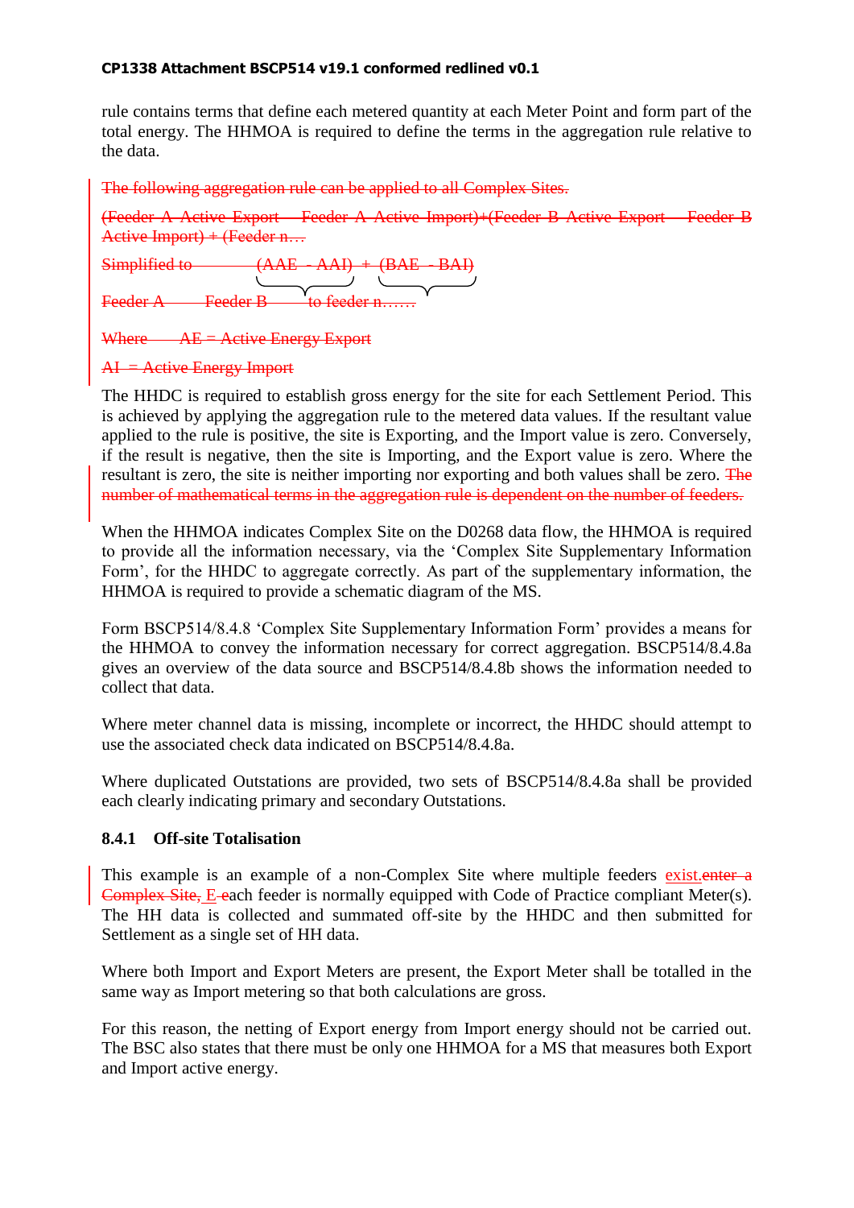rule contains terms that define each metered quantity at each Meter Point and form part of the total energy. The HHMOA is required to define the terms in the aggregation rule relative to the data.

~~The following aggregation rule can be applied to all Complex Sites.~~

~~(Feeder A Active Export – Feeder A Active Import)+(Feeder B Active Export – Feeder B Active Import) + (Feeder n…~~

~~Simplified to (AAE - AAI) + (BAE - BAI)~~

~~Feeder A Feeder B to feeder n……~~

~~Where AE = Active Energy Export~~

~~AI = Active Energy Import~~

The HHDC is required to establish gross energy for the site for each Settlement Period. This is achieved by applying the aggregation rule to the metered data values. If the resultant value applied to the rule is positive, the site is Exporting, and the Import value is zero. Conversely, if the result is negative, then the site is Importing, and the Export value is zero. Where the resultant is zero, the site is neither importing nor exporting and both values shall be zero. ~~The number of mathematical terms in the aggregation rule is dependent on the number of feeders.~~

When the HHMOA indicates Complex Site on the D0268 data flow, the HHMOA is required to provide all the information necessary, via the 'Complex Site Supplementary Information Form', for the HHDC to aggregate correctly. As part of the supplementary information, the HHMOA is required to provide a schematic diagram of the MS.

Form BSCP514/8.4.8 'Complex Site Supplementary Information Form' provides a means for the HHMOA to convey the information necessary for correct aggregation. BSCP514/8.4.8a gives an overview of the data source and BSCP514/8.4.8b shows the information needed to collect that data.

Where meter channel data is missing, incomplete or incorrect, the HHDC should attempt to use the associated check data indicated on BSCP514/8.4.8a.

Where duplicated Outstations are provided, two sets of BSCP514/8.4.8a shall be provided each clearly indicating primary and secondary Outstations.

### 8.4.1 Off-site Totalisation

This example is an example of a non-Complex Site where multiple feeders exist.~~enter a Complex Site,~~ E ~~e~~ach feeder is normally equipped with Code of Practice compliant Meter(s). The HH data is collected and summated off-site by the HHDC and then submitted for Settlement as a single set of HH data.

Where both Import and Export Meters are present, the Export Meter shall be totalled in the same way as Import metering so that both calculations are gross.

For this reason, the netting of Export energy from Import energy should not be carried out. The BSC also states that there must be only one HHMOA for a MS that measures both Export and Import active energy.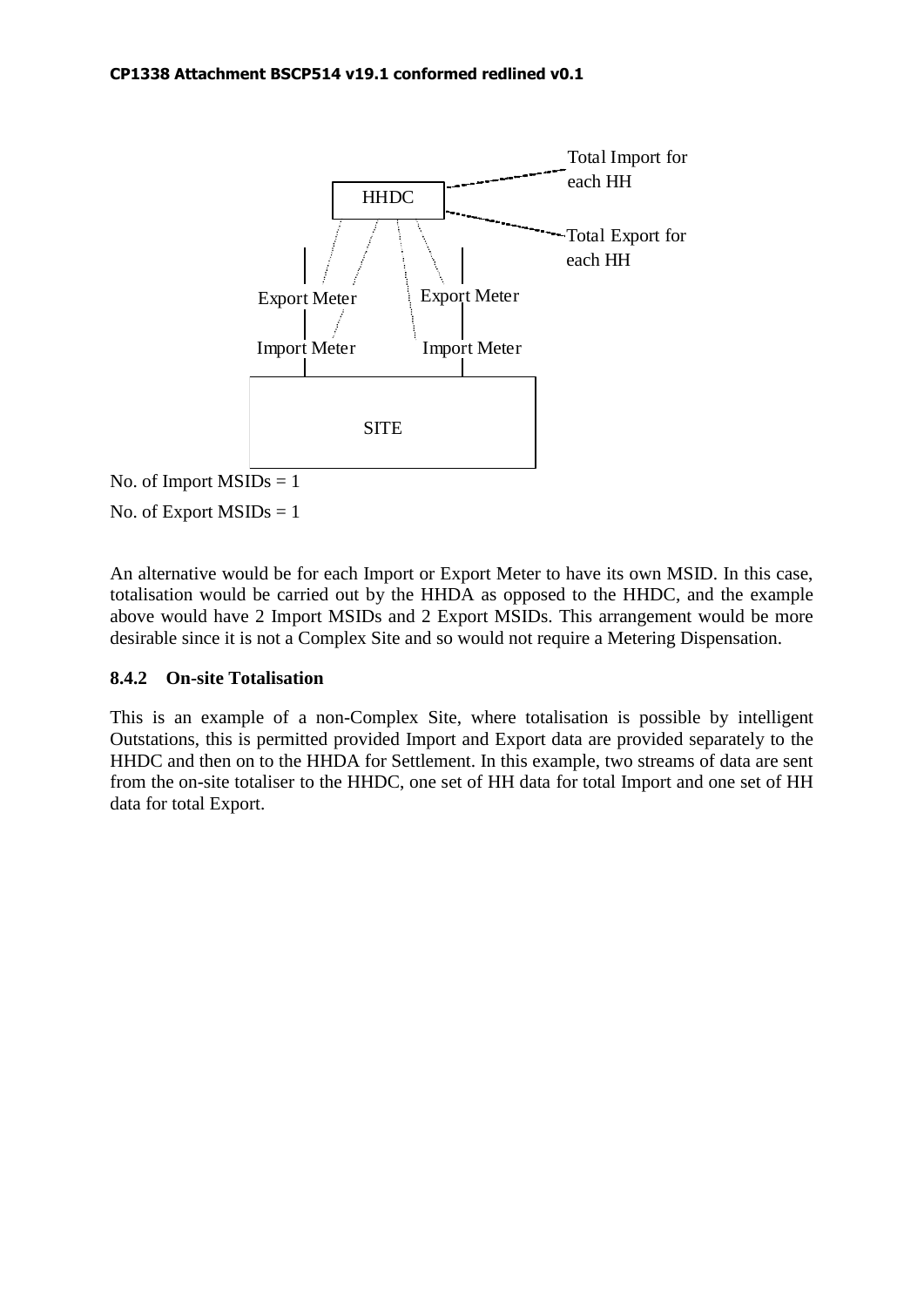HHDC

Total Import for each HH

Total Export for each HH

Export Meter

Export Meter

Import Meter

Import Meter

SITE

No. of Import MSIDs = 1

No. of Export MSIDs = 1

An alternative would be for each Import or Export Meter to have its own MSID. In this case, totalisation would be carried out by the HHDA as opposed to the HHDC, and the example above would have 2 Import MSIDs and 2 Export MSIDs. This arrangement would be more desirable since it is not a Complex Site and so would not require a Metering Dispensation.

### 8.4.2 On-site Totalisation

This is an example of a non-Complex Site, where totalisation is possible by intelligent Outstations, this is permitted provided Import and Export data are provided separately to the HHDC and then on to the HHDA for Settlement. In this example, two streams of data are sent from the on-site totaliser to the HHDC, one set of HH data for total Import and one set of HH data for total Export.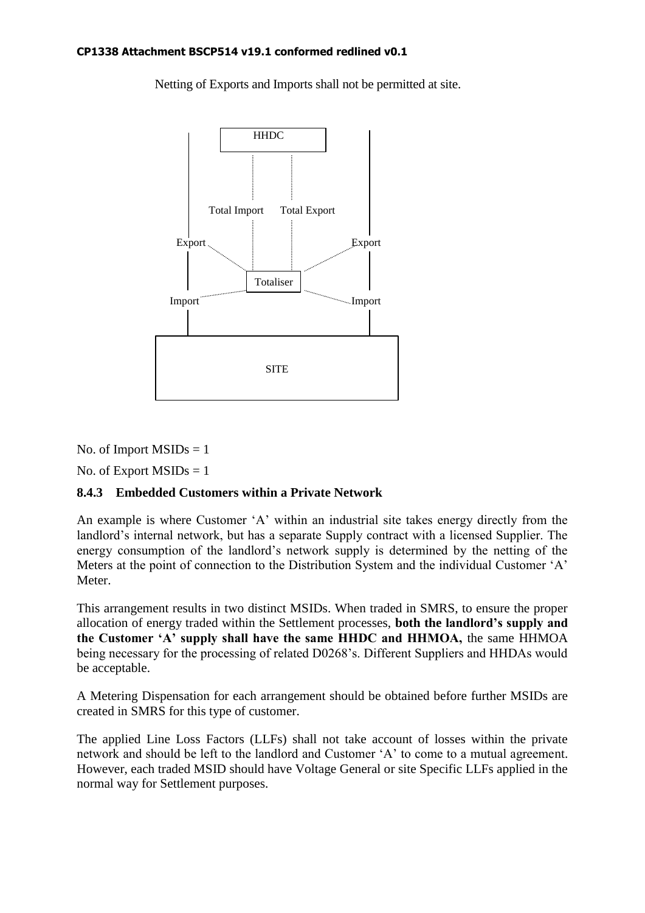Netting of Exports and Imports shall not be permitted at site.

No. of Import MSIDs = 1

No. of Export MSIDs = 1

### 8.4.3 Embedded Customers within a Private Network

An example is where Customer 'A' within an industrial site takes energy directly from the landlord's internal network, but has a separate Supply contract with a licensed Supplier. The energy consumption of the landlord's network supply is determined by the netting of the Meters at the point of connection to the Distribution System and the individual Customer 'A' Meter.

This arrangement results in two distinct MSIDs. When traded in SMRS, to ensure the proper allocation of energy traded within the Settlement processes, **both the landlord's supply and the Customer 'A' supply shall have the same HHDC and HHMOA,** the same HHMOA being necessary for the processing of related D0268's. Different Suppliers and HHDAs would be acceptable.

A Metering Dispensation for each arrangement should be obtained before further MSIDs are created in SMRS for this type of customer.

The applied Line Loss Factors (LLFs) shall not take account of losses within the private network and should be left to the landlord and Customer 'A' to come to a mutual agreement. However, each traded MSID should have Voltage General or site Specific LLFs applied in the normal way for Settlement purposes.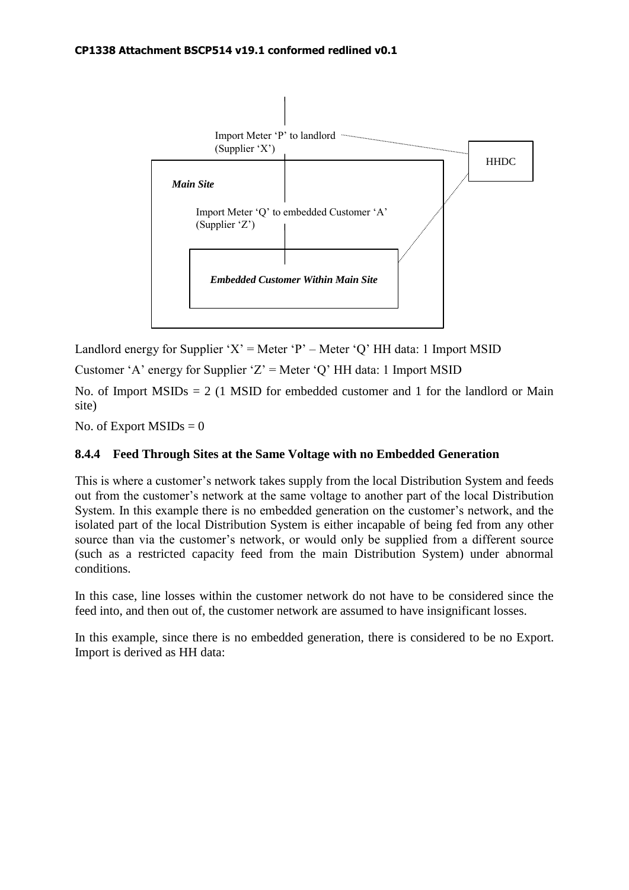Import Meter 'P' to landlord (Supplier 'X')

HHDC

*Main Site*

Import Meter 'Q' to embedded Customer 'A' (Supplier 'Z')

*Embedded Customer Within Main Site*

Landlord energy for Supplier 'X' = Meter 'P' – Meter 'Q' HH data: 1 Import MSID

Customer 'A' energy for Supplier 'Z' = Meter 'Q' HH data: 1 Import MSID

No. of Import MSIDs = 2 (1 MSID for embedded customer and 1 for the landlord or Main site)

No. of Export MSIDs = 0

### 8.4.4 Feed Through Sites at the Same Voltage with no Embedded Generation

This is where a customer's network takes supply from the local Distribution System and feeds out from the customer's network at the same voltage to another part of the local Distribution System. In this example there is no embedded generation on the customer's network, and the isolated part of the local Distribution System is either incapable of being fed from any other source than via the customer's network, or would only be supplied from a different source (such as a restricted capacity feed from the main Distribution System) under abnormal conditions.

In this case, line losses within the customer network do not have to be considered since the feed into, and then out of, the customer network are assumed to have insignificant losses.

In this example, since there is no embedded generation, there is considered to be no Export. Import is derived as HH data: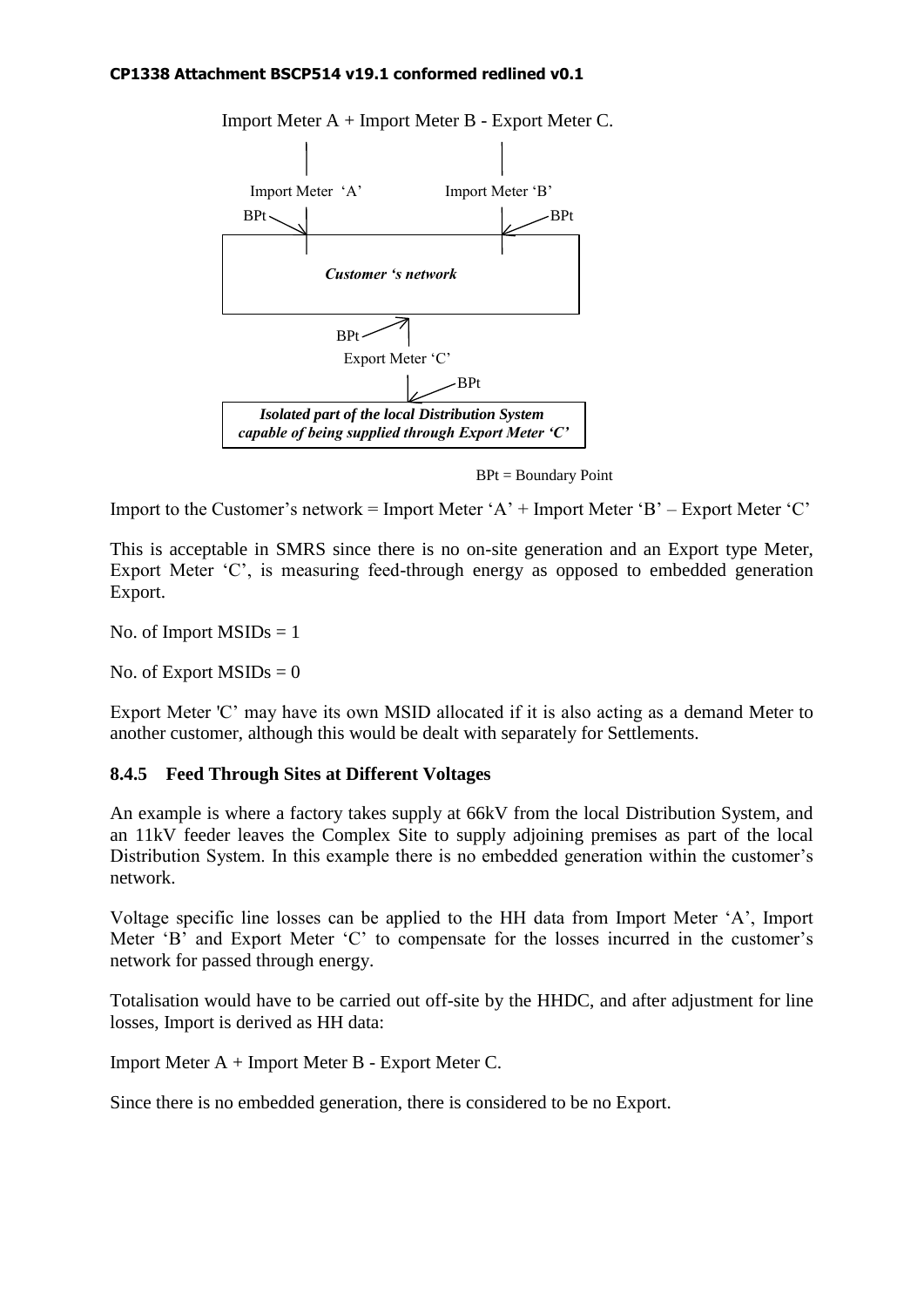Import Meter A + Import Meter B - Export Meter C.

Import Meter 'A' — BPt

Import Meter 'B' — BPt

*Customer 's network*

BPt

Export Meter 'C'

BPt

*Isolated part of the local Distribution System capable of being supplied through Export Meter 'C'*

BPt = Boundary Point

Import to the Customer's network = Import Meter 'A' + Import Meter 'B' – Export Meter 'C'

This is acceptable in SMRS since there is no on-site generation and an Export type Meter, Export Meter 'C', is measuring feed-through energy as opposed to embedded generation Export.

No. of Import MSIDs = 1

No. of Export MSIDs = 0

Export Meter 'C' may have its own MSID allocated if it is also acting as a demand Meter to another customer, although this would be dealt with separately for Settlements.

### 8.4.5 Feed Through Sites at Different Voltages

An example is where a factory takes supply at 66kV from the local Distribution System, and an 11kV feeder leaves the Complex Site to supply adjoining premises as part of the local Distribution System. In this example there is no embedded generation within the customer's network.

Voltage specific line losses can be applied to the HH data from Import Meter 'A', Import Meter 'B' and Export Meter 'C' to compensate for the losses incurred in the customer's network for passed through energy.

Totalisation would have to be carried out off-site by the HHDC, and after adjustment for line losses, Import is derived as HH data:

Import Meter A + Import Meter B - Export Meter C.

Since there is no embedded generation, there is considered to be no Export.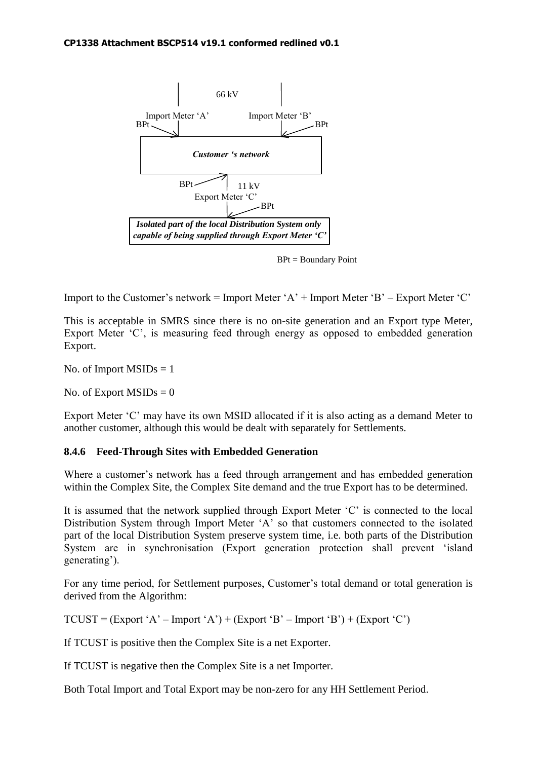66 kV

Import Meter 'A' Import Meter 'B'

BPt BPt

*Customer 's network*

BPt 11 kV

Export Meter 'C'

BPt

*Isolated part of the local Distribution System only capable of being supplied through Export Meter 'C'*

BPt = Boundary Point

Import to the Customer's network = Import Meter 'A' + Import Meter 'B' – Export Meter 'C'

This is acceptable in SMRS since there is no on-site generation and an Export type Meter, Export Meter 'C', is measuring feed through energy as opposed to embedded generation Export.

No. of Import MSIDs = 1

No. of Export MSIDs = 0

Export Meter 'C' may have its own MSID allocated if it is also acting as a demand Meter to another customer, although this would be dealt with separately for Settlements.

### 8.4.6 Feed-Through Sites with Embedded Generation

Where a customer's network has a feed through arrangement and has embedded generation within the Complex Site, the Complex Site demand and the true Export has to be determined.

It is assumed that the network supplied through Export Meter 'C' is connected to the local Distribution System through Import Meter 'A' so that customers connected to the isolated part of the local Distribution System preserve system time, i.e. both parts of the Distribution System are in synchronisation (Export generation protection shall prevent 'island generating').

For any time period, for Settlement purposes, Customer's total demand or total generation is derived from the Algorithm:

TCUST = (Export 'A' – Import 'A') + (Export 'B' – Import 'B') + (Export 'C')

If TCUST is positive then the Complex Site is a net Exporter.

If TCUST is negative then the Complex Site is a net Importer.

Both Total Import and Total Export may be non-zero for any HH Settlement Period.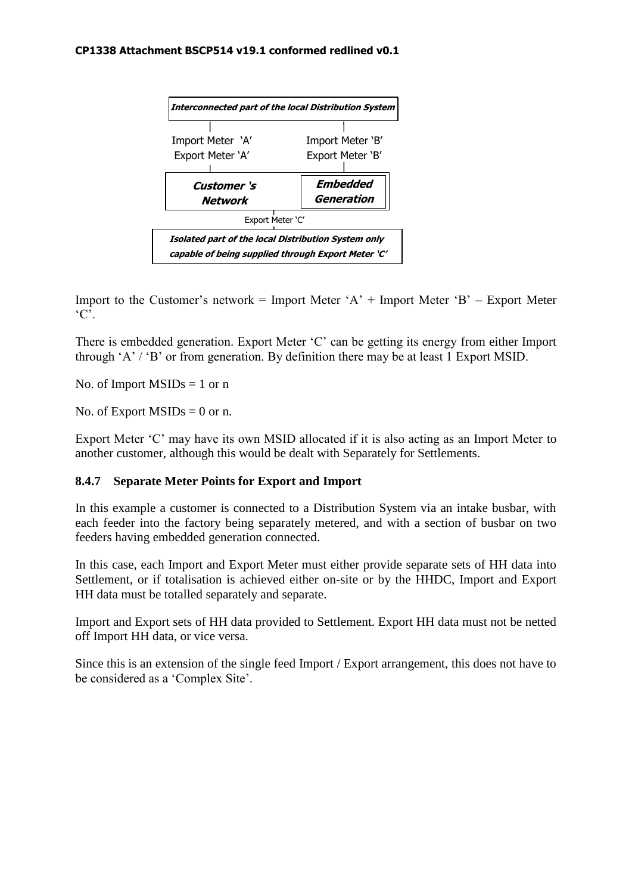**Interconnected part of the local Distribution System**

Import Meter 'A'
Export Meter 'A'

Import Meter 'B'
Export Meter 'B'

**Customer 's Network**

**Embedded Generation**

Export Meter 'C'

**Isolated part of the local Distribution System only capable of being supplied through Export Meter 'C'**

Import to the Customer's network = Import Meter 'A' + Import Meter 'B' – Export Meter 'C'.

There is embedded generation. Export Meter 'C' can be getting its energy from either Import through 'A' / 'B' or from generation. By definition there may be at least 1 Export MSID.

No. of Import MSIDs = 1 or n

No. of Export MSIDs = 0 or n.

Export Meter 'C' may have its own MSID allocated if it is also acting as an Import Meter to another customer, although this would be dealt with Separately for Settlements.

### 8.4.7 Separate Meter Points for Export and Import

In this example a customer is connected to a Distribution System via an intake busbar, with each feeder into the factory being separately metered, and with a section of busbar on two feeders having embedded generation connected.

In this case, each Import and Export Meter must either provide separate sets of HH data into Settlement, or if totalisation is achieved either on-site or by the HHDC, Import and Export HH data must be totalled separately and separate.

Import and Export sets of HH data provided to Settlement. Export HH data must not be netted off Import HH data, or vice versa.

Since this is an extension of the single feed Import / Export arrangement, this does not have to be considered as a 'Complex Site'.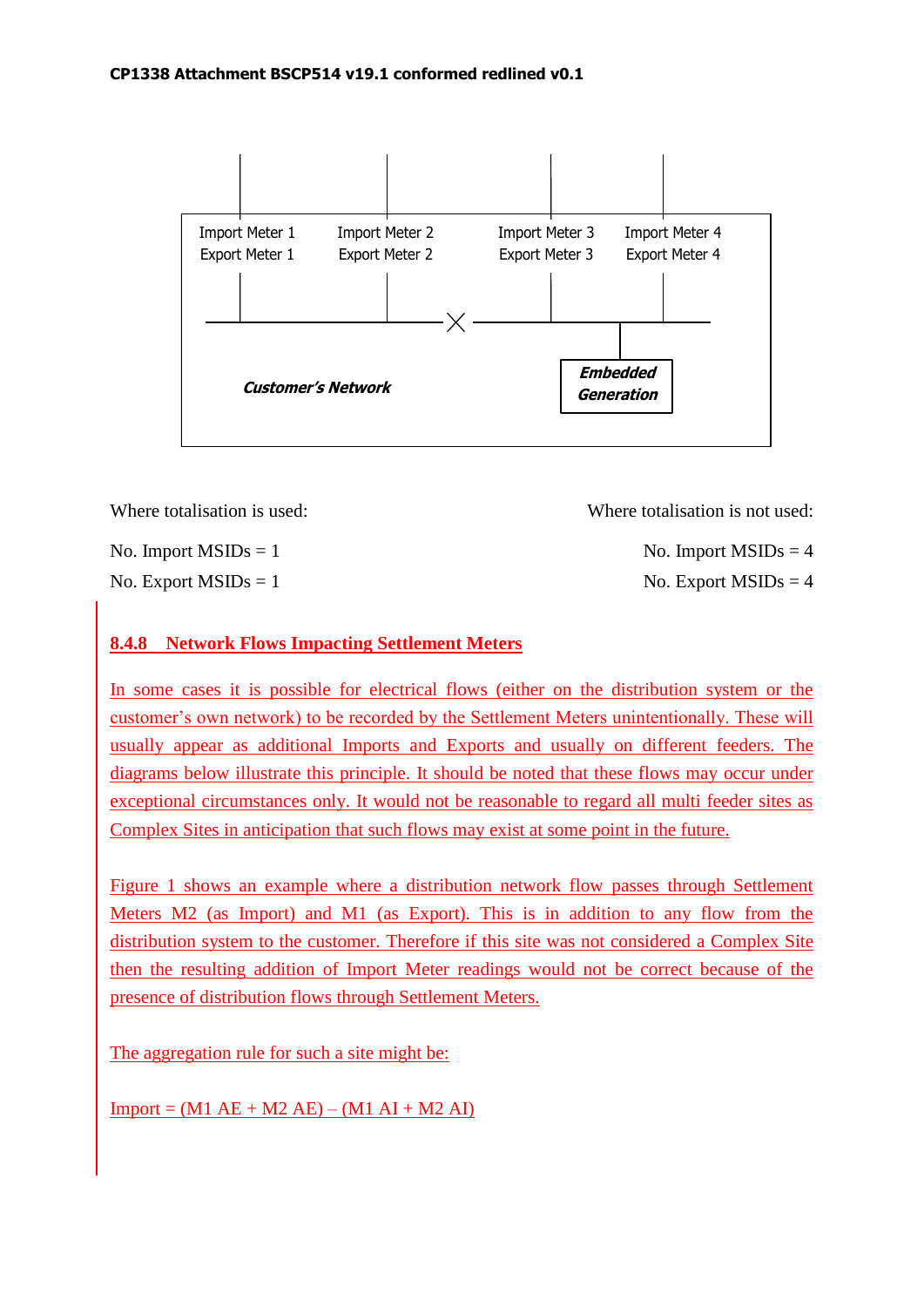Import Meter 1
Export Meter 1

Import Meter 2
Export Meter 2

Import Meter 3
Export Meter 3

Import Meter 4
Export Meter 4

***Customer's Network***

***Embedded Generation***

| Where totalisation is used: | Where totalisation is not used: |
|---|---|
| No. Import MSIDs = 1 | No. Import MSIDs = 4 |
| No. Export MSIDs = 1 | No. Export MSIDs = 4 |

### 8.4.8 Network Flows Impacting Settlement Meters

In some cases it is possible for electrical flows (either on the distribution system or the customer's own network) to be recorded by the Settlement Meters unintentionally. These will usually appear as additional Imports and Exports and usually on different feeders. The diagrams below illustrate this principle. It should be noted that these flows may occur under exceptional circumstances only. It would not be reasonable to regard all multi feeder sites as Complex Sites in anticipation that such flows may exist at some point in the future.

Figure 1 shows an example where a distribution network flow passes through Settlement Meters M2 (as Import) and M1 (as Export). This is in addition to any flow from the distribution system to the customer. Therefore if this site was not considered a Complex Site then the resulting addition of Import Meter readings would not be correct because of the presence of distribution flows through Settlement Meters.

The aggregation rule for such a site might be:

Import = (M1 AE + M2 AE) – (M1 AI + M2 AI)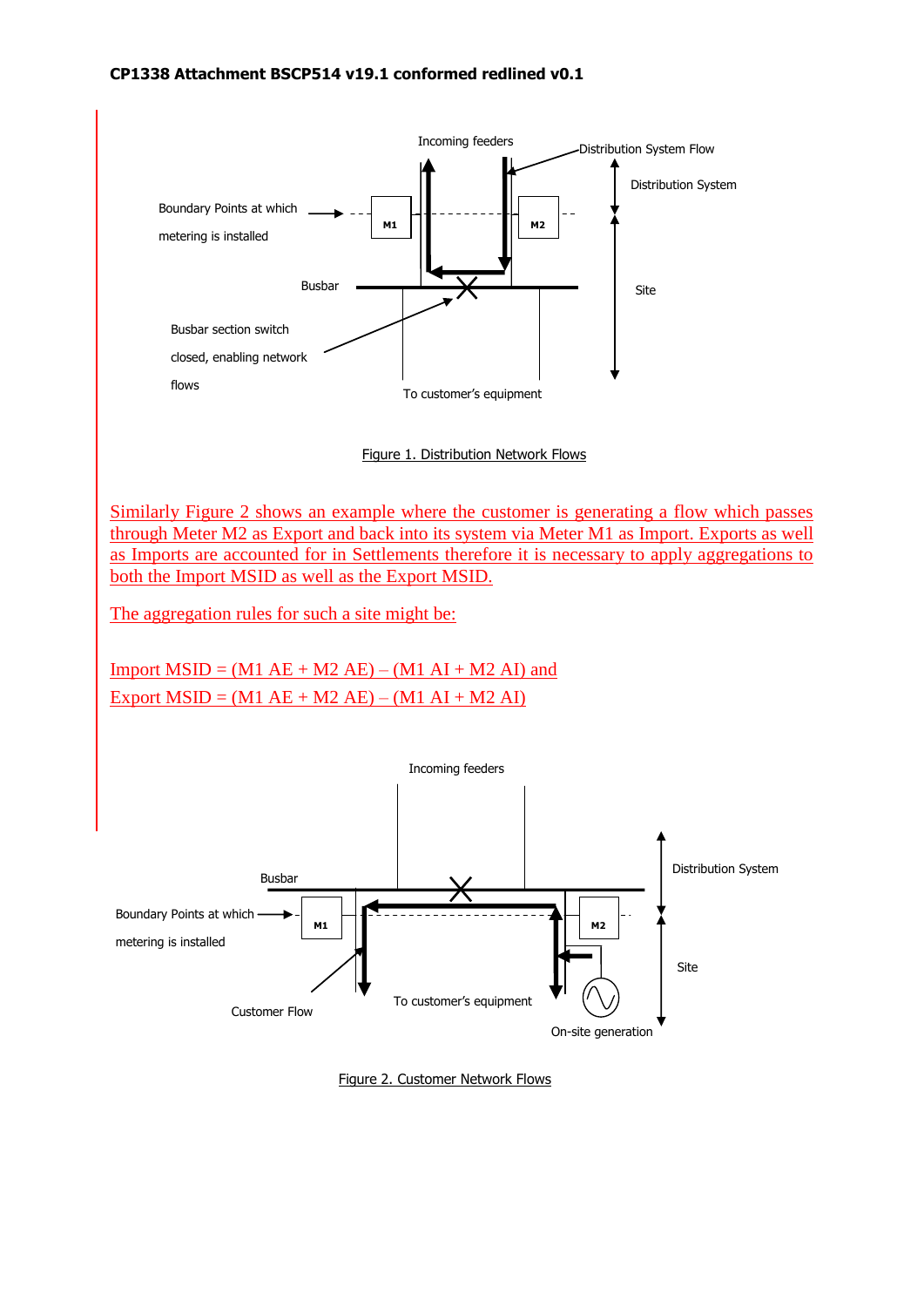Figure 1. Distribution Network Flows

Similarly Figure 2 shows an example where the customer is generating a flow which passes through Meter M2 as Export and back into its system via Meter M1 as Import. Exports as well as Imports are accounted for in Settlements therefore it is necessary to apply aggregations to both the Import MSID as well as the Export MSID.

The aggregation rules for such a site might be:

Import MSID = (M1 AE + M2 AE) – (M1 AI + M2 AI) and
Export MSID = (M1 AE + M2 AE) – (M1 AI + M2 AI)

Figure 2. Customer Network Flows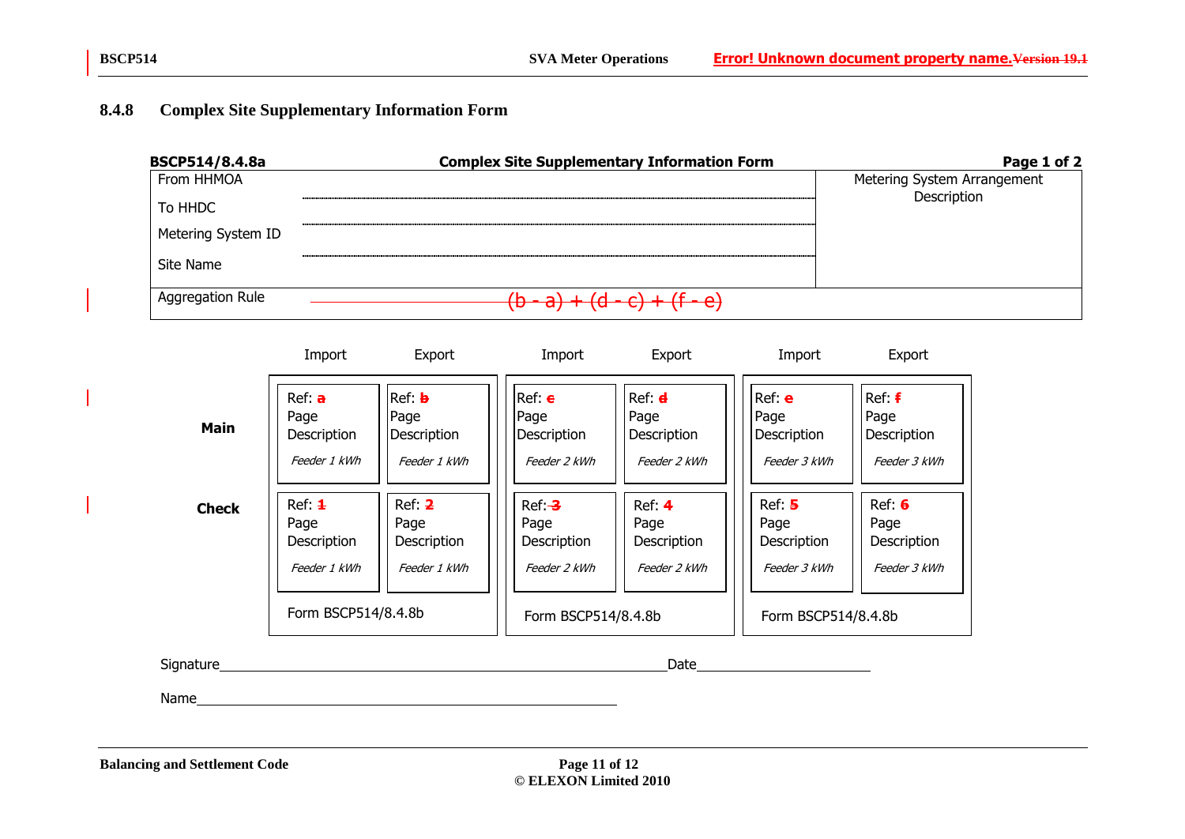### 8.4.8 Complex Site Supplementary Information Form

**BSCP514/8.4.8a** **Complex Site Supplementary Information Form** **Page 1 of 2**

| | | Metering System Arrangement Description |
|---|---|---|
| From HHMOA | | |
| To HHDC | | |
| Metering System ID | | |
| Site Name | | |
| Aggregation Rule | (b - a) + (d - c) + (f - e) | |

| | Import | Export | Import | Export | Import | Export |
|---|---|---|---|---|---|---|
| **Main** | Ref: a<br>Page<br>Description<br>*Feeder 1 kWh* | Ref: b<br>Page<br>Description<br>*Feeder 1 kWh* | Ref: c<br>Page<br>Description<br>*Feeder 2 kWh* | Ref: d<br>Page<br>Description<br>*Feeder 2 kWh* | Ref: e<br>Page<br>Description<br>*Feeder 3 kWh* | Ref: f<br>Page<br>Description<br>*Feeder 3 kWh* |
| **Check** | Ref: 1<br>Page<br>Description<br>*Feeder 1 kWh* | Ref: 2<br>Page<br>Description<br>*Feeder 1 kWh* | Ref: 3<br>Page<br>Description<br>*Feeder 2 kWh* | Ref: 4<br>Page<br>Description<br>*Feeder 2 kWh* | Ref: 5<br>Page<br>Description<br>*Feeder 3 kWh* | Ref: 6<br>Page<br>Description<br>*Feeder 3 kWh* |
| | Form BSCP514/8.4.8b | | Form BSCP514/8.4.8b | | Form BSCP514/8.4.8b | |

Signature________________________________________ Date____________________

Name________________________________________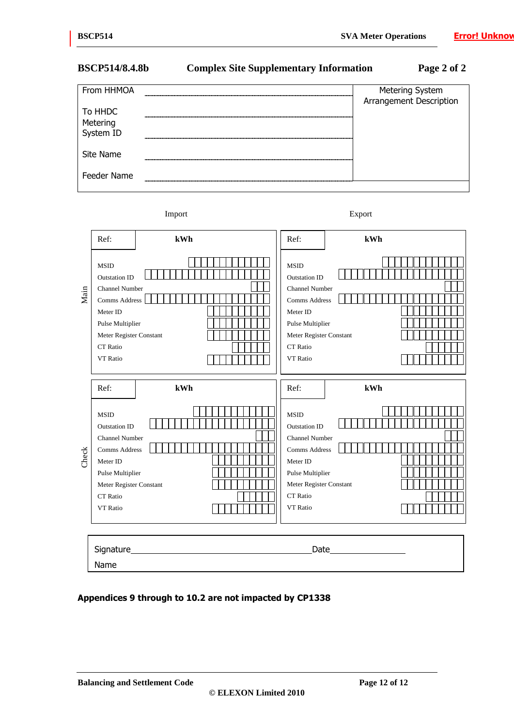## BSCP514/8.4.8b Complex Site Supplementary Information Page 2 of 2

| | | |
|---|---|---|
| From HHMOA | ............................................................ | Metering System Arrangement Description |
| To HHDC Metering System ID | ............................................................ | |
| | ............................................................ | |
| Site Name | ............................................................ | |
| Feeder Name | ............................................................ | |

| | Import | Export |
|---|---|---|
| **Main** | Ref: **kWh**<br>MSID<br>Outstation ID<br>Channel Number<br>Comms Address<br>Meter ID<br>Pulse Multiplier<br>Meter Register Constant<br>CT Ratio<br>VT Ratio | Ref: **kWh**<br>MSID<br>Outstation ID<br>Channel Number<br>Comms Address<br>Meter ID<br>Pulse Multiplier<br>Meter Register Constant<br>CT Ratio<br>VT Ratio |
| **Check** | Ref: **kWh**<br>MSID<br>Outstation ID<br>Channel Number<br>Comms Address<br>Meter ID<br>Pulse Multiplier<br>Meter Register Constant<br>CT Ratio<br>VT Ratio | Ref: **kWh**<br>MSID<br>Outstation ID<br>Channel Number<br>Comms Address<br>Meter ID<br>Pulse Multiplier<br>Meter Register Constant<br>CT Ratio<br>VT Ratio |

Signature______________________________ Date________________

Name

**Appendices 9 through to 10.2 are not impacted by CP1338**